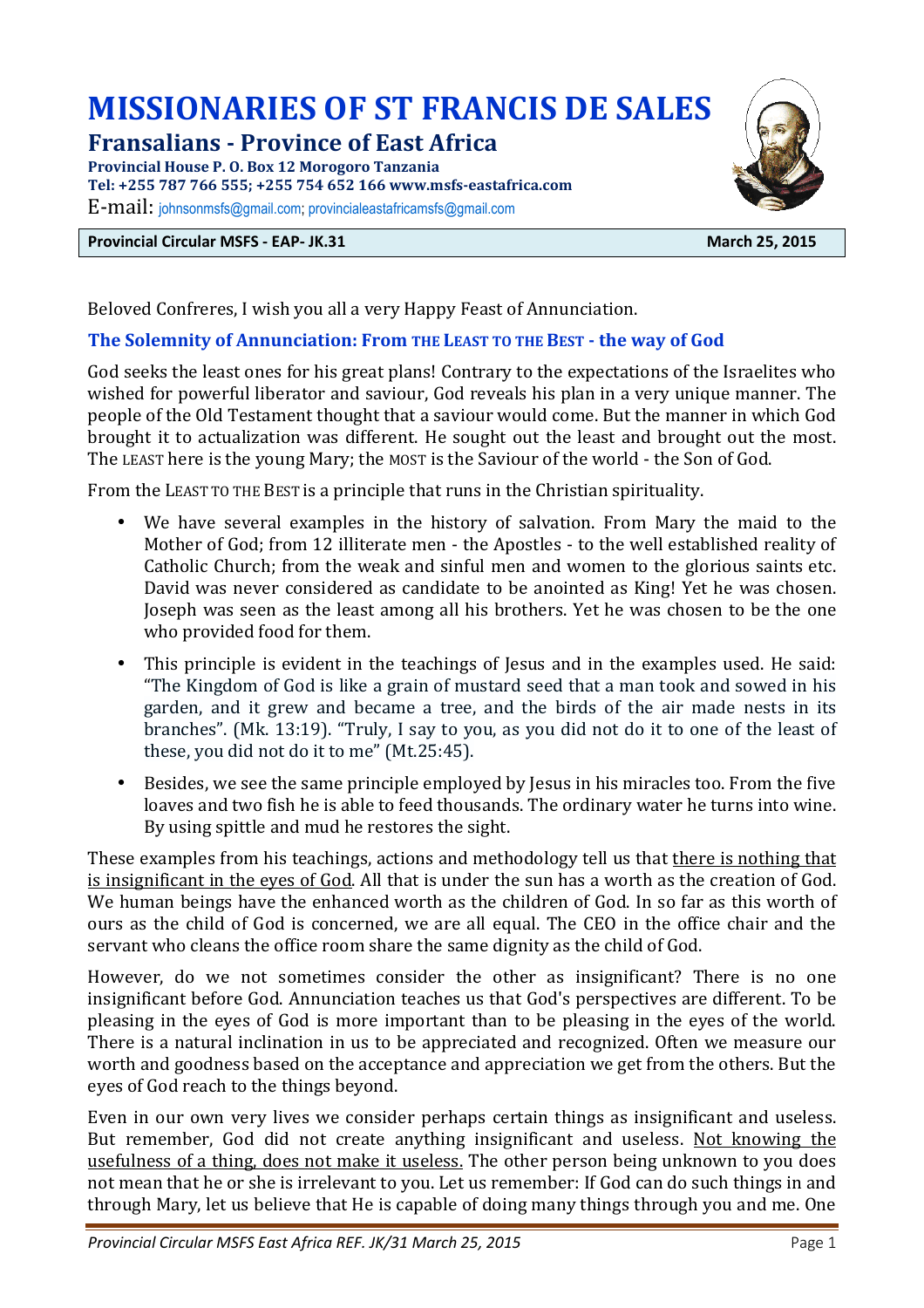# MISSIONARIES OF ST FRANCIS DE SALES

## Fransalians - Province of East Africa

**Provincial House P. O. Box 12 Morogoro Tanzania**
**Tel: +255 787 766 555; +255 754 652 166 www.msfs-eastafrica.com**
E-mail: johnsonmsfs@gmail.com; provincialeastafricamsfs@gmail.com

**Provincial Circular MSFS - EAP- JK.31** **March 25, 2015**

Beloved Confreres, I wish you all a very Happy Feast of Annunciation.

### The Solemnity of Annunciation: From THE LEAST TO THE BEST - the way of God

God seeks the least ones for his great plans! Contrary to the expectations of the Israelites who wished for powerful liberator and saviour, God reveals his plan in a very unique manner. The people of the Old Testament thought that a saviour would come. But the manner in which God brought it to actualization was different. He sought out the least and brought out the most. The LEAST here is the young Mary; the MOST is the Saviour of the world - the Son of God.

From the LEAST TO THE BEST is a principle that runs in the Christian spirituality.

- We have several examples in the history of salvation. From Mary the maid to the Mother of God; from 12 illiterate men - the Apostles - to the well established reality of Catholic Church; from the weak and sinful men and women to the glorious saints etc. David was never considered as candidate to be anointed as King! Yet he was chosen. Joseph was seen as the least among all his brothers. Yet he was chosen to be the one who provided food for them.
- This principle is evident in the teachings of Jesus and in the examples used. He said: "The Kingdom of God is like a grain of mustard seed that a man took and sowed in his garden, and it grew and became a tree, and the birds of the air made nests in its branches". (Mk. 13:19). "Truly, I say to you, as you did not do it to one of the least of these, you did not do it to me" (Mt.25:45).
- Besides, we see the same principle employed by Jesus in his miracles too. From the five loaves and two fish he is able to feed thousands. The ordinary water he turns into wine. By using spittle and mud he restores the sight.

These examples from his teachings, actions and methodology tell us that <u>there is nothing that is insignificant in the eyes of God</u>. All that is under the sun has a worth as the creation of God. We human beings have the enhanced worth as the children of God. In so far as this worth of ours as the child of God is concerned, we are all equal. The CEO in the office chair and the servant who cleans the office room share the same dignity as the child of God.

However, do we not sometimes consider the other as insignificant? There is no one insignificant before God. Annunciation teaches us that God's perspectives are different. To be pleasing in the eyes of God is more important than to be pleasing in the eyes of the world. There is a natural inclination in us to be appreciated and recognized. Often we measure our worth and goodness based on the acceptance and appreciation we get from the others. But the eyes of God reach to the things beyond.

Even in our own very lives we consider perhaps certain things as insignificant and useless. But remember, God did not create anything insignificant and useless. <u>Not knowing the usefulness of a thing, does not make it useless.</u> The other person being unknown to you does not mean that he or she is irrelevant to you. Let us remember: If God can do such things in and through Mary, let us believe that He is capable of doing many things through you and me. One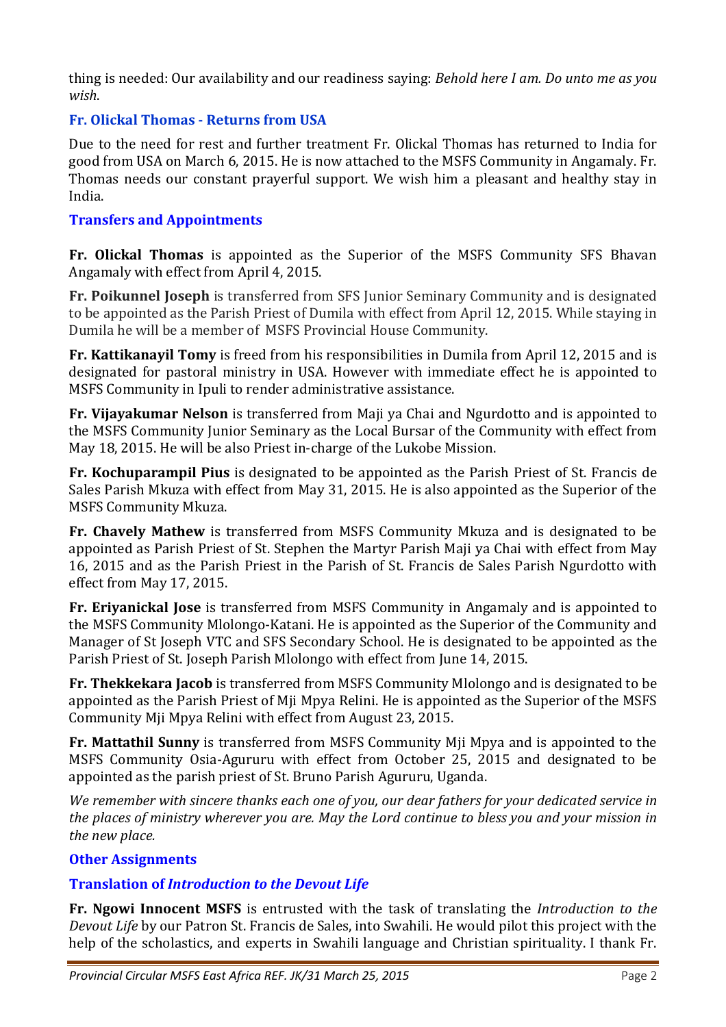thing is needed: Our availability and our readiness saying: *Behold here I am. Do unto me as you wish*.

### Fr. Olickal Thomas - Returns from USA

Due to the need for rest and further treatment Fr. Olickal Thomas has returned to India for good from USA on March 6, 2015. He is now attached to the MSFS Community in Angamaly. Fr. Thomas needs our constant prayerful support. We wish him a pleasant and healthy stay in India.

### Transfers and Appointments

**Fr. Olickal Thomas** is appointed as the Superior of the MSFS Community SFS Bhavan Angamaly with effect from April 4, 2015.

**Fr. Poikunnel Joseph** is transferred from SFS Junior Seminary Community and is designated to be appointed as the Parish Priest of Dumila with effect from April 12, 2015. While staying in Dumila he will be a member of MSFS Provincial House Community.

**Fr. Kattikanayil Tomy** is freed from his responsibilities in Dumila from April 12, 2015 and is designated for pastoral ministry in USA. However with immediate effect he is appointed to MSFS Community in Ipuli to render administrative assistance.

**Fr. Vijayakumar Nelson** is transferred from Maji ya Chai and Ngurdotto and is appointed to the MSFS Community Junior Seminary as the Local Bursar of the Community with effect from May 18, 2015. He will be also Priest in-charge of the Lukobe Mission.

**Fr. Kochuparampil Pius** is designated to be appointed as the Parish Priest of St. Francis de Sales Parish Mkuza with effect from May 31, 2015. He is also appointed as the Superior of the MSFS Community Mkuza.

**Fr. Chavely Mathew** is transferred from MSFS Community Mkuza and is designated to be appointed as Parish Priest of St. Stephen the Martyr Parish Maji ya Chai with effect from May 16, 2015 and as the Parish Priest in the Parish of St. Francis de Sales Parish Ngurdotto with effect from May 17, 2015.

**Fr. Eriyanickal Jose** is transferred from MSFS Community in Angamaly and is appointed to the MSFS Community Mlolongo-Katani. He is appointed as the Superior of the Community and Manager of St Joseph VTC and SFS Secondary School. He is designated to be appointed as the Parish Priest of St. Joseph Parish Mlolongo with effect from June 14, 2015.

**Fr. Thekkekara Jacob** is transferred from MSFS Community Mlolongo and is designated to be appointed as the Parish Priest of Mji Mpya Relini. He is appointed as the Superior of the MSFS Community Mji Mpya Relini with effect from August 23, 2015.

**Fr. Mattathil Sunny** is transferred from MSFS Community Mji Mpya and is appointed to the MSFS Community Osia-Agururu with effect from October 25, 2015 and designated to be appointed as the parish priest of St. Bruno Parish Agururu, Uganda.

*We remember with sincere thanks each one of you, our dear fathers for your dedicated service in the places of ministry wherever you are. May the Lord continue to bless you and your mission in the new place.*

### Other Assignments

### Translation of *Introduction to the Devout Life*

**Fr. Ngowi Innocent MSFS** is entrusted with the task of translating the *Introduction to the Devout Life* by our Patron St. Francis de Sales, into Swahili. He would pilot this project with the help of the scholastics, and experts in Swahili language and Christian spirituality. I thank Fr.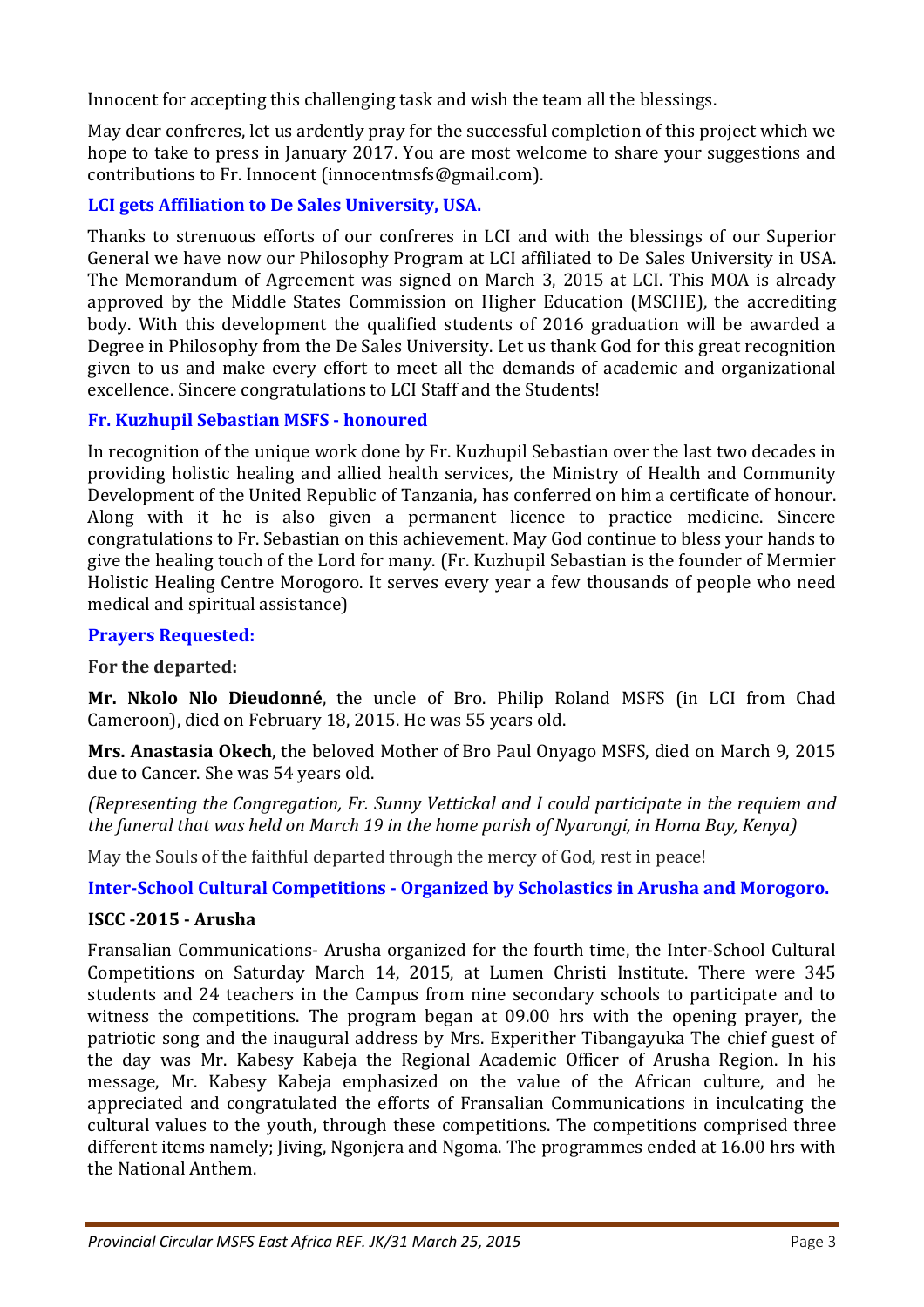Innocent for accepting this challenging task and wish the team all the blessings.

May dear confreres, let us ardently pray for the successful completion of this project which we hope to take to press in January 2017. You are most welcome to share your suggestions and contributions to Fr. Innocent (innocentmsfs@gmail.com).

### LCI gets Affiliation to De Sales University, USA.

Thanks to strenuous efforts of our confreres in LCI and with the blessings of our Superior General we have now our Philosophy Program at LCI affiliated to De Sales University in USA. The Memorandum of Agreement was signed on March 3, 2015 at LCI. This MOA is already approved by the Middle States Commission on Higher Education (MSCHE), the accrediting body. With this development the qualified students of 2016 graduation will be awarded a Degree in Philosophy from the De Sales University. Let us thank God for this great recognition given to us and make every effort to meet all the demands of academic and organizational excellence. Sincere congratulations to LCI Staff and the Students!

### Fr. Kuzhupil Sebastian MSFS - honoured

In recognition of the unique work done by Fr. Kuzhupil Sebastian over the last two decades in providing holistic healing and allied health services, the Ministry of Health and Community Development of the United Republic of Tanzania, has conferred on him a certificate of honour. Along with it he is also given a permanent licence to practice medicine. Sincere congratulations to Fr. Sebastian on this achievement. May God continue to bless your hands to give the healing touch of the Lord for many. (Fr. Kuzhupil Sebastian is the founder of Mermier Holistic Healing Centre Morogoro. It serves every year a few thousands of people who need medical and spiritual assistance)

### Prayers Requested:

**For the departed:**

**Mr. Nkolo Nlo Dieudonné**, the uncle of Bro. Philip Roland MSFS (in LCI from Chad Cameroon), died on February 18, 2015. He was 55 years old.

**Mrs. Anastasia Okech**, the beloved Mother of Bro Paul Onyago MSFS, died on March 9, 2015 due to Cancer. She was 54 years old.

*(Representing the Congregation, Fr. Sunny Vettickal and I could participate in the requiem and the funeral that was held on March 19 in the home parish of Nyarongi, in Homa Bay, Kenya)*

May the Souls of the faithful departed through the mercy of God, rest in peace!

### Inter-School Cultural Competitions - Organized by Scholastics in Arusha and Morogoro.

**ISCC -2015 - Arusha**

Fransalian Communications- Arusha organized for the fourth time, the Inter-School Cultural Competitions on Saturday March 14, 2015, at Lumen Christi Institute. There were 345 students and 24 teachers in the Campus from nine secondary schools to participate and to witness the competitions. The program began at 09.00 hrs with the opening prayer, the patriotic song and the inaugural address by Mrs. Experither Tibangayuka The chief guest of the day was Mr. Kabesy Kabeja the Regional Academic Officer of Arusha Region. In his message, Mr. Kabesy Kabeja emphasized on the value of the African culture, and he appreciated and congratulated the efforts of Fransalian Communications in inculcating the cultural values to the youth, through these competitions. The competitions comprised three different items namely; Jiving, Ngonjera and Ngoma. The programmes ended at 16.00 hrs with the National Anthem.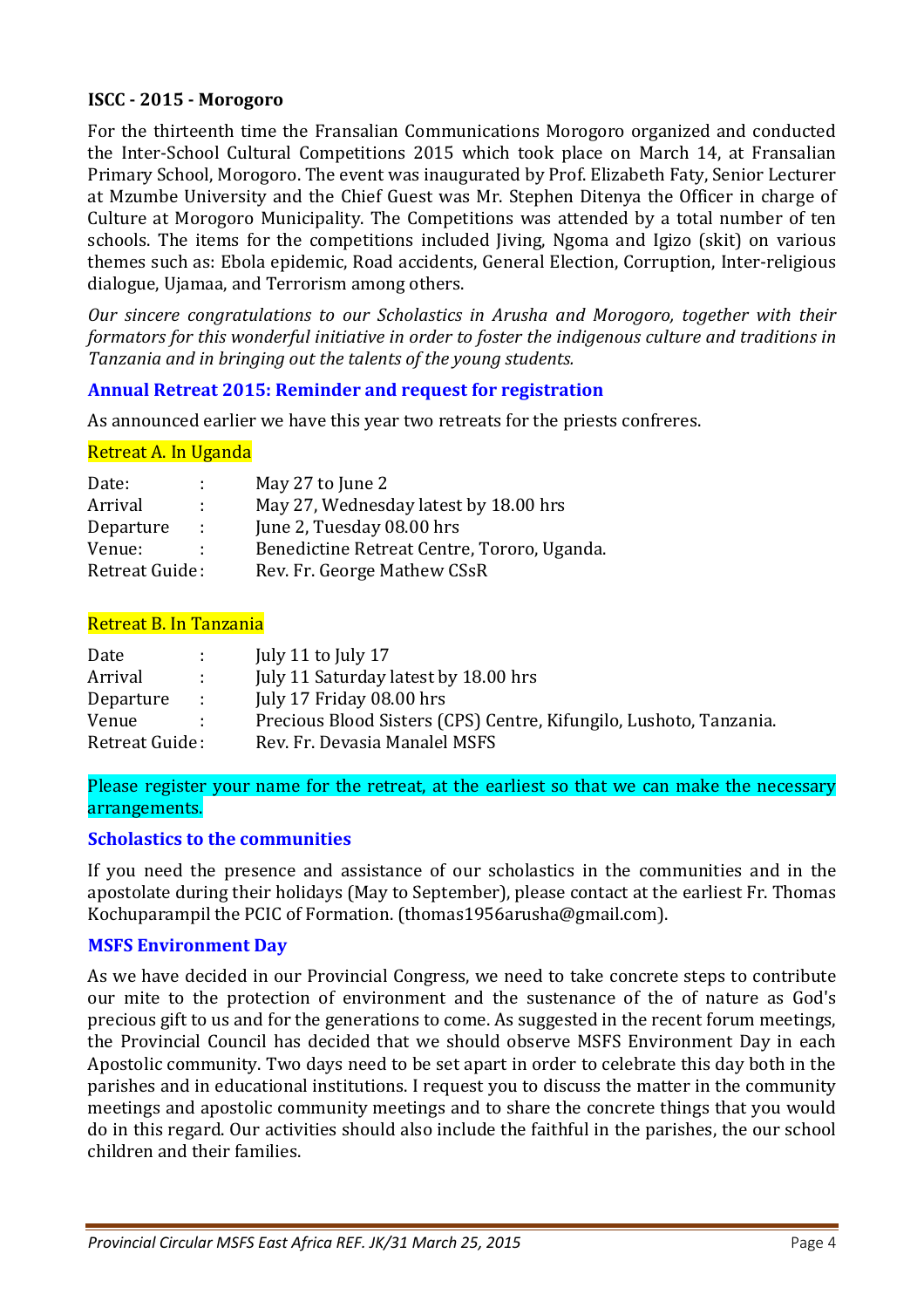### ISCC - 2015 - Morogoro

For the thirteenth time the Fransalian Communications Morogoro organized and conducted the Inter-School Cultural Competitions 2015 which took place on March 14, at Fransalian Primary School, Morogoro. The event was inaugurated by Prof. Elizabeth Faty, Senior Lecturer at Mzumbe University and the Chief Guest was Mr. Stephen Ditenya the Officer in charge of Culture at Morogoro Municipality. The Competitions was attended by a total number of ten schools. The items for the competitions included Jiving, Ngoma and Igizo (skit) on various themes such as: Ebola epidemic, Road accidents, General Election, Corruption, Inter-religious dialogue, Ujamaa, and Terrorism among others.

*Our sincere congratulations to our Scholastics in Arusha and Morogoro, together with their formators for this wonderful initiative in order to foster the indigenous culture and traditions in Tanzania and in bringing out the talents of the young students.*

### Annual Retreat 2015: Reminder and request for registration

As announced earlier we have this year two retreats for the priests confreres.

Retreat A. In Uganda

| | | |
|---|---|---|
| Date: | : | May 27 to June 2 |
| Arrival | : | May 27, Wednesday latest by 18.00 hrs |
| Departure | : | June 2, Tuesday 08.00 hrs |
| Venue: | : | Benedictine Retreat Centre, Tororo, Uganda. |
| Retreat Guide | : | Rev. Fr. George Mathew CSsR |

Retreat B. In Tanzania

| | | |
|---|---|---|
| Date | : | July 11 to July 17 |
| Arrival | : | July 11 Saturday latest by 18.00 hrs |
| Departure | : | July 17 Friday 08.00 hrs |
| Venue | : | Precious Blood Sisters (CPS) Centre, Kifungilo, Lushoto, Tanzania. |
| Retreat Guide | : | Rev. Fr. Devasia Manalel MSFS |

Please register your name for the retreat, at the earliest so that we can make the necessary arrangements.

### Scholastics to the communities

If you need the presence and assistance of our scholastics in the communities and in the apostolate during their holidays (May to September), please contact at the earliest Fr. Thomas Kochuparampil the PCIC of Formation. (thomas1956arusha@gmail.com).

### MSFS Environment Day

As we have decided in our Provincial Congress, we need to take concrete steps to contribute our mite to the protection of environment and the sustenance of the of nature as God's precious gift to us and for the generations to come. As suggested in the recent forum meetings, the Provincial Council has decided that we should observe MSFS Environment Day in each Apostolic community. Two days need to be set apart in order to celebrate this day both in the parishes and in educational institutions. I request you to discuss the matter in the community meetings and apostolic community meetings and to share the concrete things that you would do in this regard. Our activities should also include the faithful in the parishes, the our school children and their families.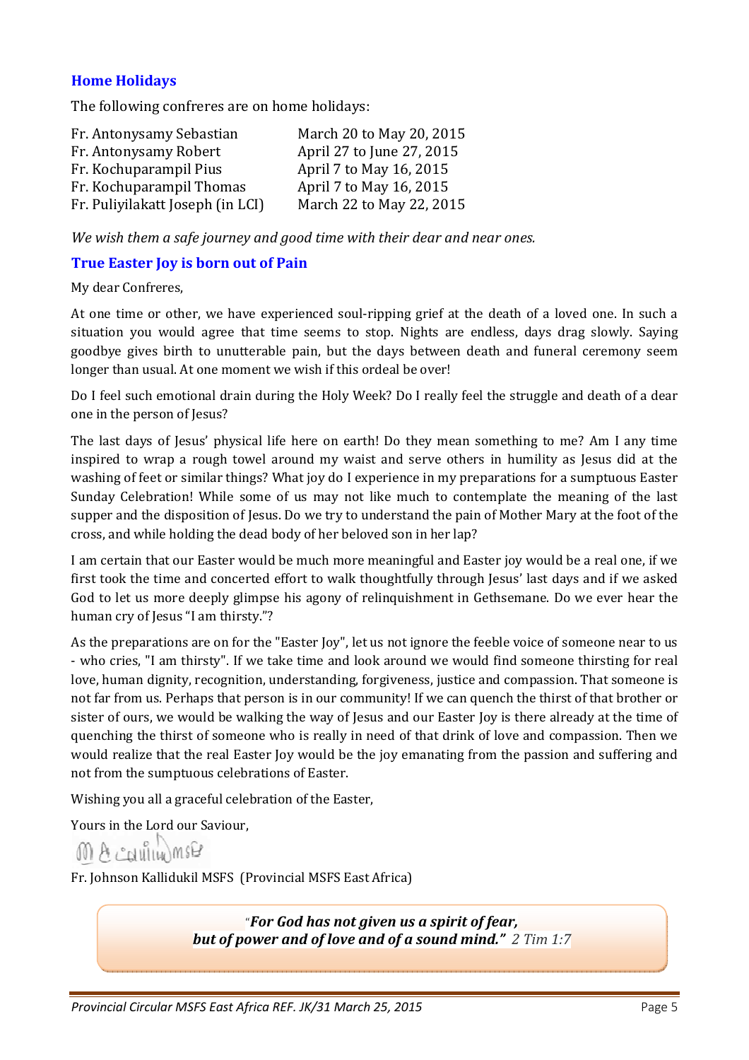## Home Holidays

The following confreres are on home holidays:

| | |
|---|---|
| Fr. Antonysamy Sebastian | March 20 to May 20, 2015 |
| Fr. Antonysamy Robert | April 27 to June 27, 2015 |
| Fr. Kochuparampil Pius | April 7 to May 16, 2015 |
| Fr. Kochuparampil Thomas | April 7 to May 16, 2015 |
| Fr. Puliyilakatt Joseph (in LCI) | March 22 to May 22, 2015 |

*We wish them a safe journey and good time with their dear and near ones.*

## True Easter Joy is born out of Pain

My dear Confreres,

At one time or other, we have experienced soul-ripping grief at the death of a loved one. In such a situation you would agree that time seems to stop. Nights are endless, days drag slowly. Saying goodbye gives birth to unutterable pain, but the days between death and funeral ceremony seem longer than usual. At one moment we wish if this ordeal be over!

Do I feel such emotional drain during the Holy Week? Do I really feel the struggle and death of a dear one in the person of Jesus?

The last days of Jesus' physical life here on earth! Do they mean something to me? Am I any time inspired to wrap a rough towel around my waist and serve others in humility as Jesus did at the washing of feet or similar things? What joy do I experience in my preparations for a sumptuous Easter Sunday Celebration! While some of us may not like much to contemplate the meaning of the last supper and the disposition of Jesus. Do we try to understand the pain of Mother Mary at the foot of the cross, and while holding the dead body of her beloved son in her lap?

I am certain that our Easter would be much more meaningful and Easter joy would be a real one, if we first took the time and concerted effort to walk thoughtfully through Jesus' last days and if we asked God to let us more deeply glimpse his agony of relinquishment in Gethsemane. Do we ever hear the human cry of Jesus "I am thirsty."?

As the preparations are on for the "Easter Joy", let us not ignore the feeble voice of someone near to us - who cries, "I am thirsty". If we take time and look around we would find someone thirsting for real love, human dignity, recognition, understanding, forgiveness, justice and compassion. That someone is not far from us. Perhaps that person is in our community! If we can quench the thirst of that brother or sister of ours, we would be walking the way of Jesus and our Easter Joy is there already at the time of quenching the thirst of someone who is really in need of that drink of love and compassion. Then we would realize that the real Easter Joy would be the joy emanating from the passion and suffering and not from the sumptuous celebrations of Easter.

Wishing you all a graceful celebration of the Easter,

Yours in the Lord our Saviour,

Fr. Johnson Kallidukil MSFS (Provincial MSFS East Africa)

> "***For God has not given us a spirit of fear, but of power and of love and of a sound mind."*** *2 Tim 1:7*

*Provincial Circular MSFS East Africa REF. JK/31 March 25, 2015*